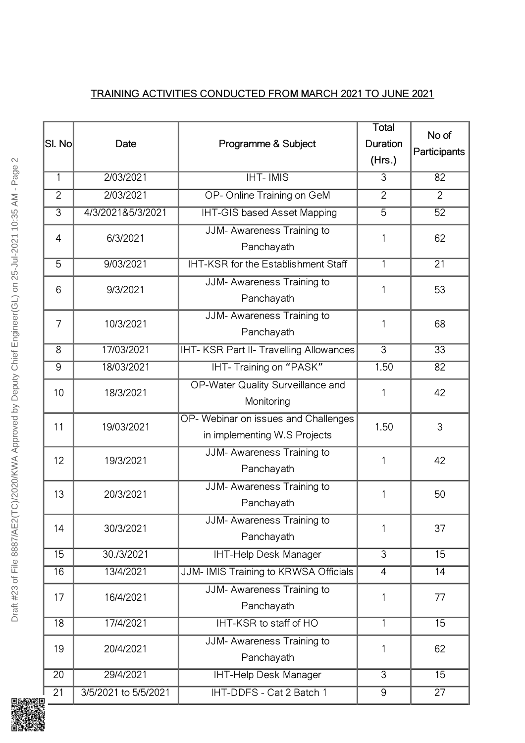## TRAINING ACTIVITIES CONDUCTED FROM MARCH 2021 TO JUNE 2021

| Sl. No | Date | Programme & Subject | Total Duration (Hrs.) | No of Participants |
|---|---|---|---|---|
| 1 | 2/03/2021 | IHT- IMIS | 3 | 82 |
| 2 | 2/03/2021 | OP- Online Training on GeM | 2 | 2 |
| 3 | 4/3/2021&5/3/2021 | IHT-GIS based Asset Mapping | 5 | 52 |
| 4 | 6/3/2021 | JJM- Awareness Training to Panchayath | 1 | 62 |
| 5 | 9/03/2021 | IHT-KSR for the Establishment Staff | 1 | 21 |
| 6 | 9/3/2021 | JJM- Awareness Training to Panchayath | 1 | 53 |
| 7 | 10/3/2021 | JJM- Awareness Training to Panchayath | 1 | 68 |
| 8 | 17/03/2021 | IHT- KSR Part II- Travelling Allowances | 3 | 33 |
| 9 | 18/03/2021 | IHT- Training on "PASK" | 1.50 | 82 |
| 10 | 18/3/2021 | OP-Water Quality Surveillance and Monitoring | 1 | 42 |
| 11 | 19/03/2021 | OP- Webinar on issues and Challenges in implementing W.S Projects | 1.50 | 3 |
| 12 | 19/3/2021 | JJM- Awareness Training to Panchayath | 1 | 42 |
| 13 | 20/3/2021 | JJM- Awareness Training to Panchayath | 1 | 50 |
| 14 | 30/3/2021 | JJM- Awareness Training to Panchayath | 1 | 37 |
| 15 | 30./3/2021 | IHT-Help Desk Manager | 3 | 15 |
| 16 | 13/4/2021 | JJM- IMIS Training to KRWSA Officials | 4 | 14 |
| 17 | 16/4/2021 | JJM- Awareness Training to Panchayath | 1 | 77 |
| 18 | 17/4/2021 | IHT-KSR to staff of HO | 1 | 15 |
| 19 | 20/4/2021 | JJM- Awareness Training to Panchayath | 1 | 62 |
| 20 | 29/4/2021 | IHT-Help Desk Manager | 3 | 15 |
| 21 | 3/5/2021 to 5/5/2021 | IHT-DDFS - Cat 2 Batch 1 | 9 | 27 |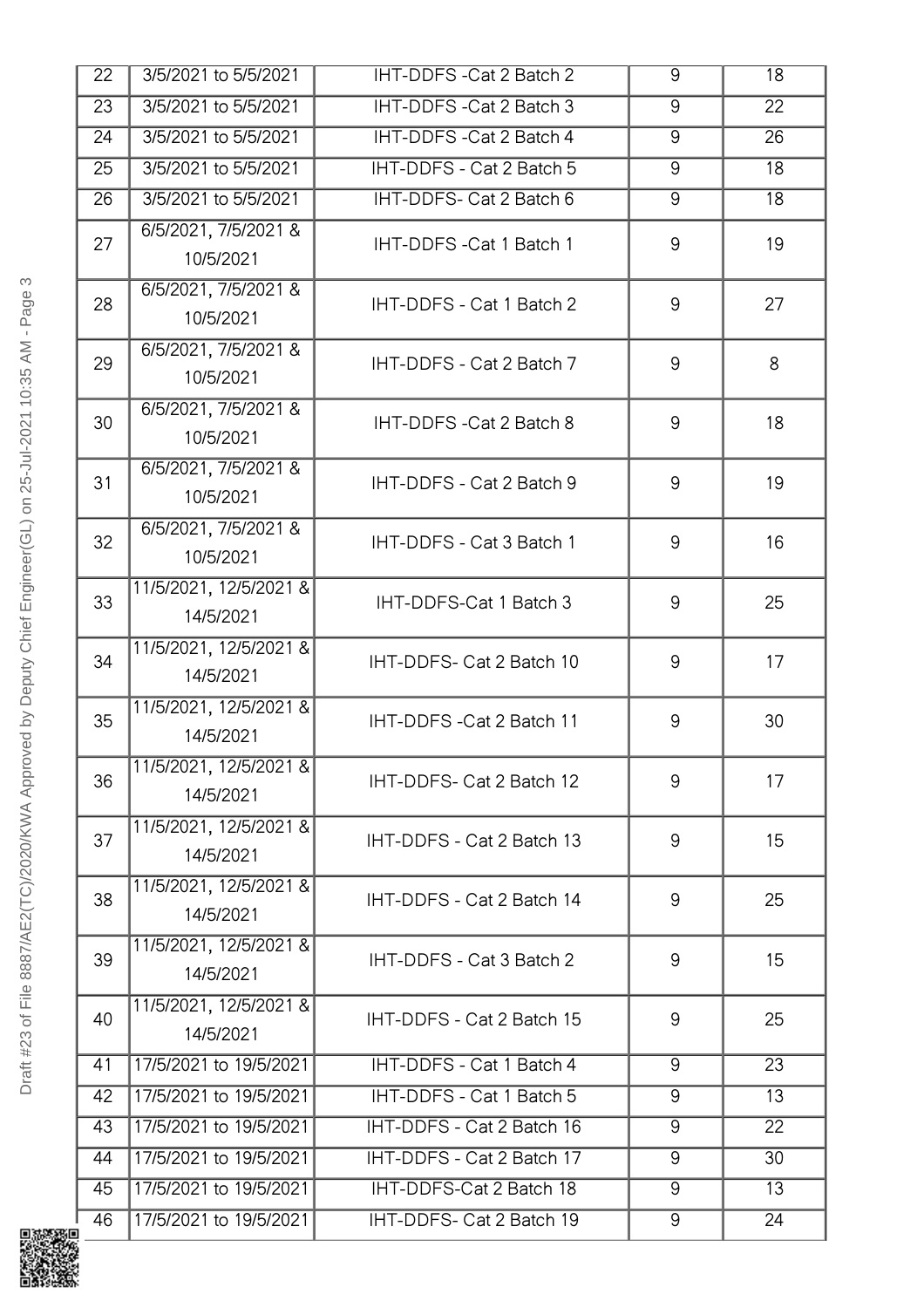| | | | | |
|---|---|---|---|---|
| 22 | 3/5/2021 to 5/5/2021 | IHT-DDFS -Cat 2 Batch 2 | 9 | 18 |
| 23 | 3/5/2021 to 5/5/2021 | IHT-DDFS -Cat 2 Batch 3 | 9 | 22 |
| 24 | 3/5/2021 to 5/5/2021 | IHT-DDFS -Cat 2 Batch 4 | 9 | 26 |
| 25 | 3/5/2021 to 5/5/2021 | IHT-DDFS - Cat 2 Batch 5 | 9 | 18 |
| 26 | 3/5/2021 to 5/5/2021 | IHT-DDFS- Cat 2 Batch 6 | 9 | 18 |
| 27 | 6/5/2021, 7/5/2021 & 10/5/2021 | IHT-DDFS -Cat 1 Batch 1 | 9 | 19 |
| 28 | 6/5/2021, 7/5/2021 & 10/5/2021 | IHT-DDFS - Cat 1 Batch 2 | 9 | 27 |
| 29 | 6/5/2021, 7/5/2021 & 10/5/2021 | IHT-DDFS - Cat 2 Batch 7 | 9 | 8 |
| 30 | 6/5/2021, 7/5/2021 & 10/5/2021 | IHT-DDFS -Cat 2 Batch 8 | 9 | 18 |
| 31 | 6/5/2021, 7/5/2021 & 10/5/2021 | IHT-DDFS - Cat 2 Batch 9 | 9 | 19 |
| 32 | 6/5/2021, 7/5/2021 & 10/5/2021 | IHT-DDFS - Cat 3 Batch 1 | 9 | 16 |
| 33 | 11/5/2021, 12/5/2021 & 14/5/2021 | IHT-DDFS-Cat 1 Batch 3 | 9 | 25 |
| 34 | 11/5/2021, 12/5/2021 & 14/5/2021 | IHT-DDFS- Cat 2 Batch 10 | 9 | 17 |
| 35 | 11/5/2021, 12/5/2021 & 14/5/2021 | IHT-DDFS -Cat 2 Batch 11 | 9 | 30 |
| 36 | 11/5/2021, 12/5/2021 & 14/5/2021 | IHT-DDFS- Cat 2 Batch 12 | 9 | 17 |
| 37 | 11/5/2021, 12/5/2021 & 14/5/2021 | IHT-DDFS - Cat 2 Batch 13 | 9 | 15 |
| 38 | 11/5/2021, 12/5/2021 & 14/5/2021 | IHT-DDFS - Cat 2 Batch 14 | 9 | 25 |
| 39 | 11/5/2021, 12/5/2021 & 14/5/2021 | IHT-DDFS - Cat 3 Batch 2 | 9 | 15 |
| 40 | 11/5/2021, 12/5/2021 & 14/5/2021 | IHT-DDFS - Cat 2 Batch 15 | 9 | 25 |
| 41 | 17/5/2021 to 19/5/2021 | IHT-DDFS - Cat 1 Batch 4 | 9 | 23 |
| 42 | 17/5/2021 to 19/5/2021 | IHT-DDFS - Cat 1 Batch 5 | 9 | 13 |
| 43 | 17/5/2021 to 19/5/2021 | IHT-DDFS - Cat 2 Batch 16 | 9 | 22 |
| 44 | 17/5/2021 to 19/5/2021 | IHT-DDFS - Cat 2 Batch 17 | 9 | 30 |
| 45 | 17/5/2021 to 19/5/2021 | IHT-DDFS-Cat 2 Batch 18 | 9 | 13 |
| 46 | 17/5/2021 to 19/5/2021 | IHT-DDFS- Cat 2 Batch 19 | 9 | 24 |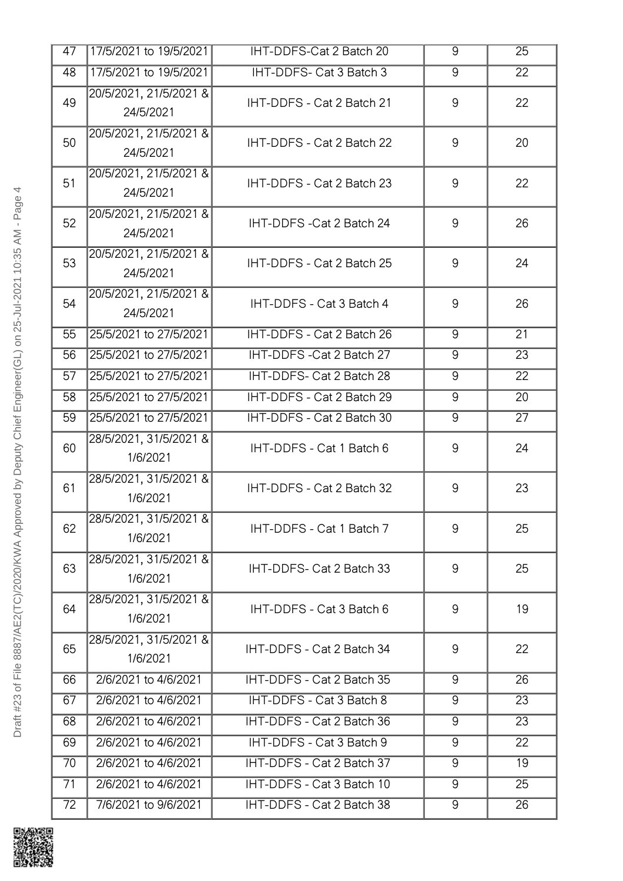| 47 | 17/5/2021 to 19/5/2021 | IHT-DDFS-Cat 2 Batch 20 | 9 | 25 |
|---|---|---|---|---|
| 48 | 17/5/2021 to 19/5/2021 | IHT-DDFS- Cat 3 Batch 3 | 9 | 22 |
| 49 | 20/5/2021, 21/5/2021 & 24/5/2021 | IHT-DDFS - Cat 2 Batch 21 | 9 | 22 |
| 50 | 20/5/2021, 21/5/2021 & 24/5/2021 | IHT-DDFS - Cat 2 Batch 22 | 9 | 20 |
| 51 | 20/5/2021, 21/5/2021 & 24/5/2021 | IHT-DDFS - Cat 2 Batch 23 | 9 | 22 |
| 52 | 20/5/2021, 21/5/2021 & 24/5/2021 | IHT-DDFS -Cat 2 Batch 24 | 9 | 26 |
| 53 | 20/5/2021, 21/5/2021 & 24/5/2021 | IHT-DDFS - Cat 2 Batch 25 | 9 | 24 |
| 54 | 20/5/2021, 21/5/2021 & 24/5/2021 | IHT-DDFS - Cat 3 Batch 4 | 9 | 26 |
| 55 | 25/5/2021 to 27/5/2021 | IHT-DDFS - Cat 2 Batch 26 | 9 | 21 |
| 56 | 25/5/2021 to 27/5/2021 | IHT-DDFS -Cat 2 Batch 27 | 9 | 23 |
| 57 | 25/5/2021 to 27/5/2021 | IHT-DDFS- Cat 2 Batch 28 | 9 | 22 |
| 58 | 25/5/2021 to 27/5/2021 | IHT-DDFS - Cat 2 Batch 29 | 9 | 20 |
| 59 | 25/5/2021 to 27/5/2021 | IHT-DDFS - Cat 2 Batch 30 | 9 | 27 |
| 60 | 28/5/2021, 31/5/2021 & 1/6/2021 | IHT-DDFS - Cat 1 Batch 6 | 9 | 24 |
| 61 | 28/5/2021, 31/5/2021 & 1/6/2021 | IHT-DDFS - Cat 2 Batch 32 | 9 | 23 |
| 62 | 28/5/2021, 31/5/2021 & 1/6/2021 | IHT-DDFS - Cat 1 Batch 7 | 9 | 25 |
| 63 | 28/5/2021, 31/5/2021 & 1/6/2021 | IHT-DDFS- Cat 2 Batch 33 | 9 | 25 |
| 64 | 28/5/2021, 31/5/2021 & 1/6/2021 | IHT-DDFS - Cat 3 Batch 6 | 9 | 19 |
| 65 | 28/5/2021, 31/5/2021 & 1/6/2021 | IHT-DDFS - Cat 2 Batch 34 | 9 | 22 |
| 66 | 2/6/2021 to 4/6/2021 | IHT-DDFS - Cat 2 Batch 35 | 9 | 26 |
| 67 | 2/6/2021 to 4/6/2021 | IHT-DDFS - Cat 3 Batch 8 | 9 | 23 |
| 68 | 2/6/2021 to 4/6/2021 | IHT-DDFS - Cat 2 Batch 36 | 9 | 23 |
| 69 | 2/6/2021 to 4/6/2021 | IHT-DDFS - Cat 3 Batch 9 | 9 | 22 |
| 70 | 2/6/2021 to 4/6/2021 | IHT-DDFS - Cat 2 Batch 37 | 9 | 19 |
| 71 | 2/6/2021 to 4/6/2021 | IHT-DDFS - Cat 3 Batch 10 | 9 | 25 |
| 72 | 7/6/2021 to 9/6/2021 | IHT-DDFS - Cat 2 Batch 38 | 9 | 26 |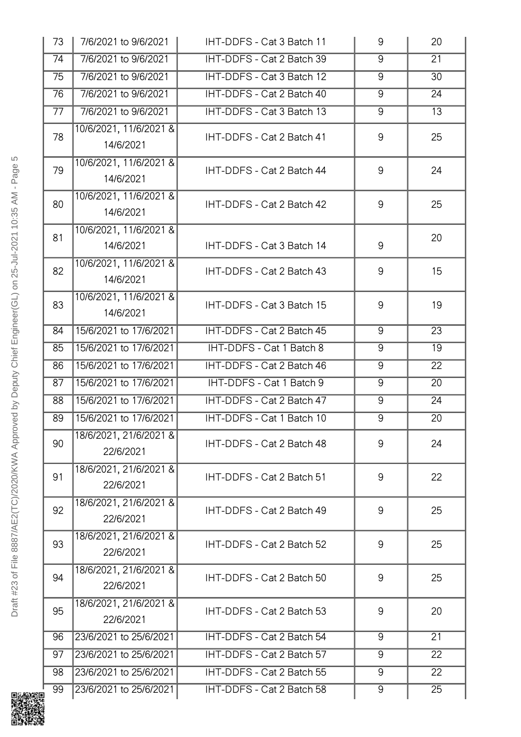| 73 | 7/6/2021 to 9/6/2021 | IHT-DDFS - Cat 3 Batch 11 | 9 | 20 |
|---|---|---|---|---|
| 74 | 7/6/2021 to 9/6/2021 | IHT-DDFS - Cat 2 Batch 39 | 9 | 21 |
| 75 | 7/6/2021 to 9/6/2021 | IHT-DDFS - Cat 3 Batch 12 | 9 | 30 |
| 76 | 7/6/2021 to 9/6/2021 | IHT-DDFS - Cat 2 Batch 40 | 9 | 24 |
| 77 | 7/6/2021 to 9/6/2021 | IHT-DDFS - Cat 3 Batch 13 | 9 | 13 |
| 78 | 10/6/2021, 11/6/2021 & 14/6/2021 | IHT-DDFS - Cat 2 Batch 41 | 9 | 25 |
| 79 | 10/6/2021, 11/6/2021 & 14/6/2021 | IHT-DDFS - Cat 2 Batch 44 | 9 | 24 |
| 80 | 10/6/2021, 11/6/2021 & 14/6/2021 | IHT-DDFS - Cat 2 Batch 42 | 9 | 25 |
| 81 | 10/6/2021, 11/6/2021 & 14/6/2021 | IHT-DDFS - Cat 3 Batch 14 | 9 | 20 |
| 82 | 10/6/2021, 11/6/2021 & 14/6/2021 | IHT-DDFS - Cat 2 Batch 43 | 9 | 15 |
| 83 | 10/6/2021, 11/6/2021 & 14/6/2021 | IHT-DDFS - Cat 3 Batch 15 | 9 | 19 |
| 84 | 15/6/2021 to 17/6/2021 | IHT-DDFS - Cat 2 Batch 45 | 9 | 23 |
| 85 | 15/6/2021 to 17/6/2021 | IHT-DDFS - Cat 1 Batch 8 | 9 | 19 |
| 86 | 15/6/2021 to 17/6/2021 | IHT-DDFS - Cat 2 Batch 46 | 9 | 22 |
| 87 | 15/6/2021 to 17/6/2021 | IHT-DDFS - Cat 1 Batch 9 | 9 | 20 |
| 88 | 15/6/2021 to 17/6/2021 | IHT-DDFS - Cat 2 Batch 47 | 9 | 24 |
| 89 | 15/6/2021 to 17/6/2021 | IHT-DDFS - Cat 1 Batch 10 | 9 | 20 |
| 90 | 18/6/2021, 21/6/2021 & 22/6/2021 | IHT-DDFS - Cat 2 Batch 48 | 9 | 24 |
| 91 | 18/6/2021, 21/6/2021 & 22/6/2021 | IHT-DDFS - Cat 2 Batch 51 | 9 | 22 |
| 92 | 18/6/2021, 21/6/2021 & 22/6/2021 | IHT-DDFS - Cat 2 Batch 49 | 9 | 25 |
| 93 | 18/6/2021, 21/6/2021 & 22/6/2021 | IHT-DDFS - Cat 2 Batch 52 | 9 | 25 |
| 94 | 18/6/2021, 21/6/2021 & 22/6/2021 | IHT-DDFS - Cat 2 Batch 50 | 9 | 25 |
| 95 | 18/6/2021, 21/6/2021 & 22/6/2021 | IHT-DDFS - Cat 2 Batch 53 | 9 | 20 |
| 96 | 23/6/2021 to 25/6/2021 | IHT-DDFS - Cat 2 Batch 54 | 9 | 21 |
| 97 | 23/6/2021 to 25/6/2021 | IHT-DDFS - Cat 2 Batch 57 | 9 | 22 |
| 98 | 23/6/2021 to 25/6/2021 | IHT-DDFS - Cat 2 Batch 55 | 9 | 22 |
| 99 | 23/6/2021 to 25/6/2021 | IHT-DDFS - Cat 2 Batch 58 | 9 | 25 |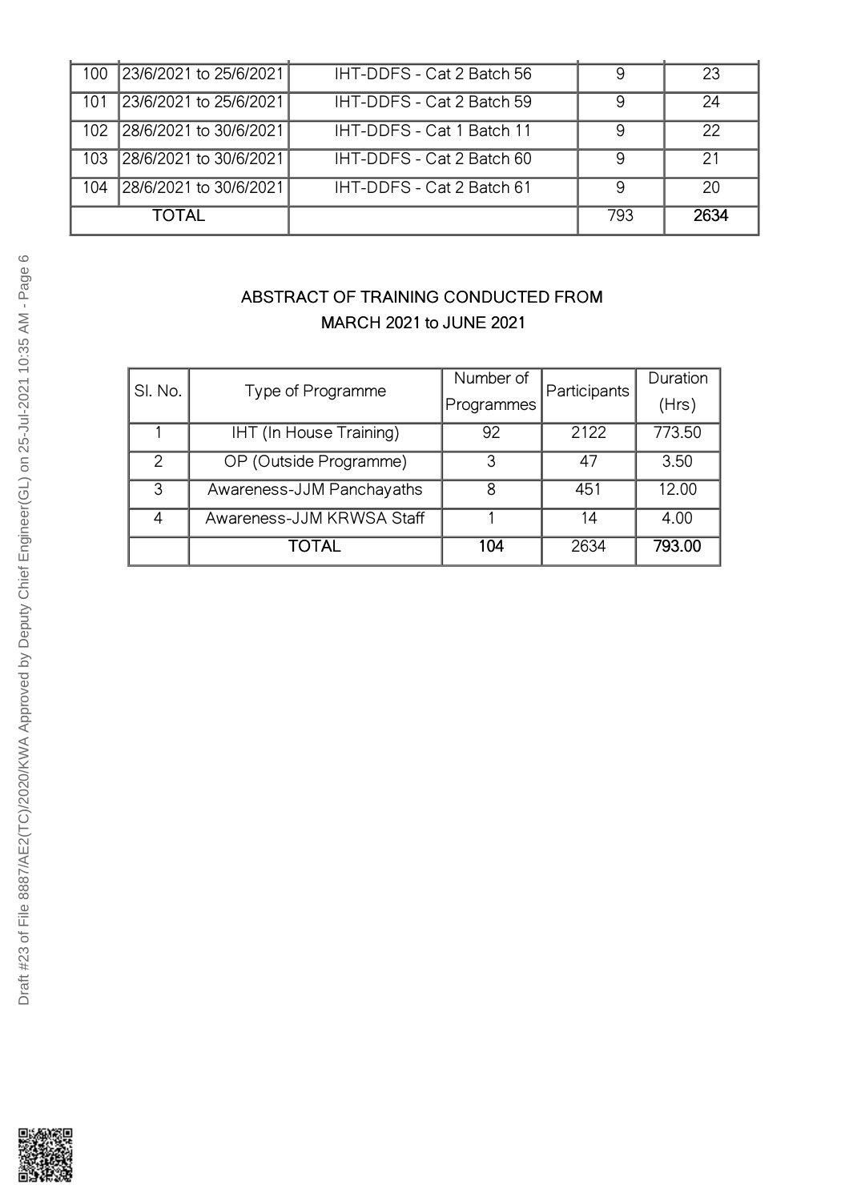| | | | | |
|---|---|---|---|---|
| 100 | 23/6/2021 to 25/6/2021 | IHT-DDFS - Cat 2 Batch 56 | 9 | 23 |
| 101 | 23/6/2021 to 25/6/2021 | IHT-DDFS - Cat 2 Batch 59 | 9 | 24 |
| 102 | 28/6/2021 to 30/6/2021 | IHT-DDFS - Cat 1 Batch 11 | 9 | 22 |
| 103 | 28/6/2021 to 30/6/2021 | IHT-DDFS - Cat 2 Batch 60 | 9 | 21 |
| 104 | 28/6/2021 to 30/6/2021 | IHT-DDFS - Cat 2 Batch 61 | 9 | 20 |
| TOTAL | | | 793 | **2634** |

## ABSTRACT OF TRAINING CONDUCTED FROM MARCH 2021 to JUNE 2021

| Sl. No. | Type of Programme | Number of Programmes | Participants | Duration (Hrs) |
|---|---|---|---|---|
| 1 | IHT (In House Training) | 92 | 2122 | 773.50 |
| 2 | OP (Outside Programme) | 3 | 47 | 3.50 |
| 3 | Awareness-JJM Panchayaths | 8 | 451 | 12.00 |
| 4 | Awareness-JJM KRWSA Staff | 1 | 14 | 4.00 |
| | **TOTAL** | **104** | 2634 | **793.00** |